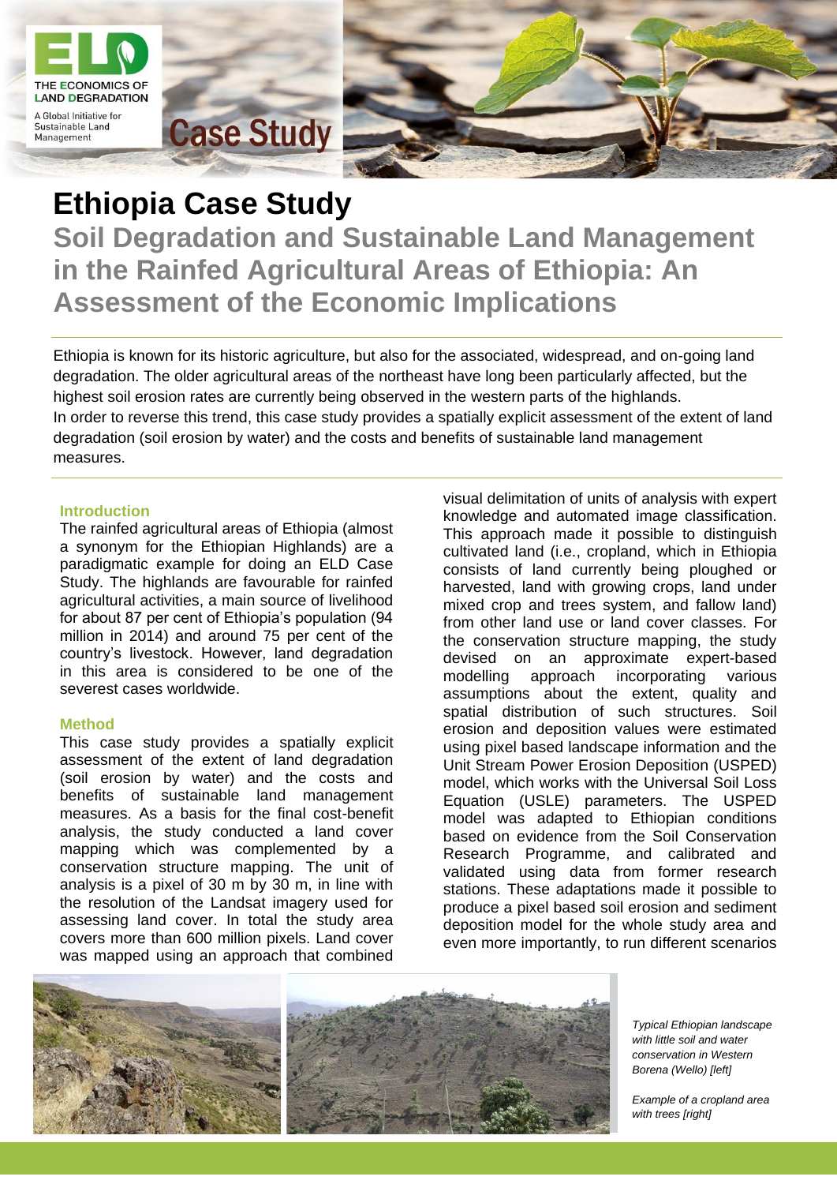# Ethiopia Case Study

## Soil Degradation and Sustainable Land Management in the Rainfed Agricultural Areas of Ethiopia: An Assessment of the Economic Implications

Ethiopia is known for its historic agriculture, but also for the associated, widespread, and on-going land degradation. The older agricultural areas of the northeast have long been particularly affected, but the highest soil erosion rates are currently being observed in the western parts of the highlands.
In order to reverse this trend, this case study provides a spatially explicit assessment of the extent of land degradation (soil erosion by water) and the costs and benefits of sustainable land management measures.

### Introduction

The rainfed agricultural areas of Ethiopia (almost a synonym for the Ethiopian Highlands) are a paradigmatic example for doing an ELD Case Study. The highlands are favourable for rainfed agricultural activities, a main source of livelihood for about 87 per cent of Ethiopia's population (94 million in 2014) and around 75 per cent of the country's livestock. However, land degradation in this area is considered to be one of the severest cases worldwide.

### Method

This case study provides a spatially explicit assessment of the extent of land degradation (soil erosion by water) and the costs and benefits of sustainable land management measures. As a basis for the final cost-benefit analysis, the study conducted a land cover mapping which was complemented by a conservation structure mapping. The unit of analysis is a pixel of 30 m by 30 m, in line with the resolution of the Landsat imagery used for assessing land cover. In total the study area covers more than 600 million pixels. Land cover was mapped using an approach that combined visual delimitation of units of analysis with expert knowledge and automated image classification. This approach made it possible to distinguish cultivated land (i.e., cropland, which in Ethiopia consists of land currently being ploughed or harvested, land with growing crops, land under mixed crop and trees system, and fallow land) from other land use or land cover classes. For the conservation structure mapping, the study devised on an approximate expert-based modelling approach incorporating various assumptions about the extent, quality and spatial distribution of such structures. Soil erosion and deposition values were estimated using pixel based landscape information and the Unit Stream Power Erosion Deposition (USPED) model, which works with the Universal Soil Loss Equation (USLE) parameters. The USPED model was adapted to Ethiopian conditions based on evidence from the Soil Conservation Research Programme, and calibrated and validated using data from former research stations. These adaptations made it possible to produce a pixel based soil erosion and sediment deposition model for the whole study area and even more importantly, to run different scenarios

*Typical Ethiopian landscape with little soil and water conservation in Western Borena (Wello) [left]*

*Example of a cropland area with trees [right]*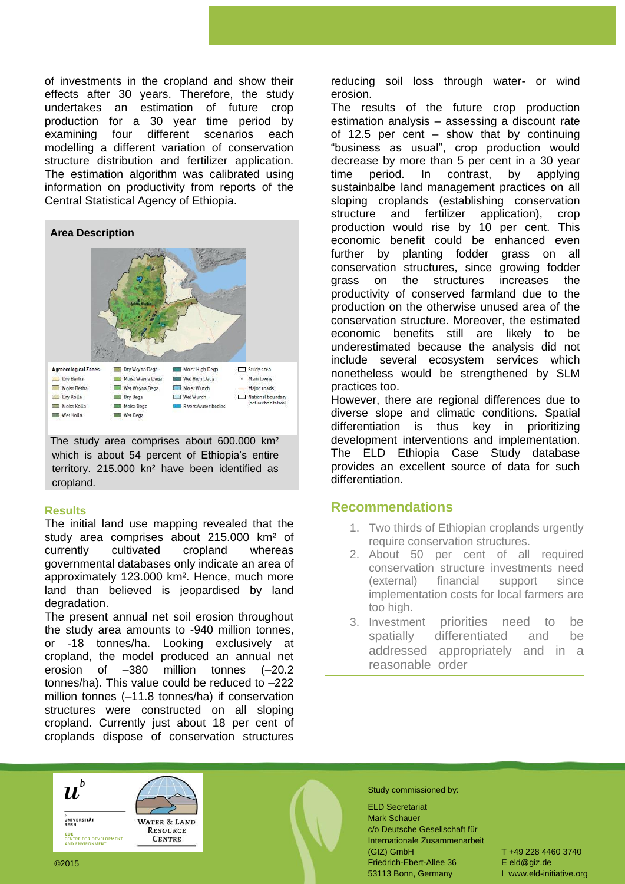of investments in the cropland and show their effects after 30 years. Therefore, the study undertakes an estimation of future crop production for a 30 year time period by examining four different scenarios each modelling a different variation of conservation structure distribution and fertilizer application. The estimation algorithm was calibrated using information on productivity from reports of the Central Statistical Agency of Ethiopia.

**Area Description**

Agroecological Zones
Dry Berha
Moist Berha
Dry Kolla
Moist Kolla
Wet Kolla
Dry Weyna Dega
Moist Weyna Dega
Wet Weyna Dega
Dry Dega
Moist Dega
Wet Dega
Moist High Dega
Wet High Dega
Moist Wurch
Wet Wurch
Rivers/water bodies
Study area
Main towns
Major roads
National boundary (not authoritative)

The study area comprises about 600.000 km² which is about 54 percent of Ethiopia's entire territory. 215.000 kn² have been identified as cropland.

### Results

The initial land use mapping revealed that the study area comprises about 215.000 km² of currently cultivated cropland whereas governmental databases only indicate an area of approximately 123.000 km². Hence, much more land than believed is jeopardised by land degradation.

The present annual net soil erosion throughout the study area amounts to -940 million tonnes, or -18 tonnes/ha. Looking exclusively at cropland, the model produced an annual net erosion of –380 million tonnes (–20.2 tonnes/ha). This value could be reduced to –222 million tonnes (–11.8 tonnes/ha) if conservation structures were constructed on all sloping cropland. Currently just about 18 per cent of croplands dispose of conservation structures reducing soil loss through water- or wind erosion.

The results of the future crop production estimation analysis – assessing a discount rate of 12.5 per cent – show that by continuing "business as usual", crop production would decrease by more than 5 per cent in a 30 year time period. In contrast, by applying sustainbalbe land management practices on all sloping croplands (establishing conservation structure and fertilizer application), crop production would rise by 10 per cent. This economic benefit could be enhanced even further by planting fodder grass on all conservation structures, since growing fodder grass on the structures increases the productivity of conserved farmland due to the production on the otherwise unused area of the conservation structure. Moreover, the estimated economic benefits still are likely to be underestimated because the analysis did not include several ecosystem services which nonetheless would be strengthened by SLM practices too.

However, there are regional differences due to diverse slope and climatic conditions. Spatial differentiation is thus key in prioritizing development interventions and implementation. The ELD Ethiopia Case Study database provides an excellent source of data for such differentiation.

## Recommendations

1. Two thirds of Ethiopian croplands urgently require conservation structures.
2. About 50 per cent of all required conservation structure investments need (external) financial support since implementation costs for local farmers are too high.
3. Investment priorities need to be spatially differentiated and be addressed appropriately and in a reasonable order

Study commissioned by:

ELD Secretariat
Mark Schauer
c/o Deutsche Gesellschaft für Internationale Zusammenarbeit (GIZ) GmbH
Friedrich-Ebert-Allee 36
53113 Bonn, Germany

T +49 228 4460 3740
E eld@giz.de
I www.eld-initiative.org

©2015